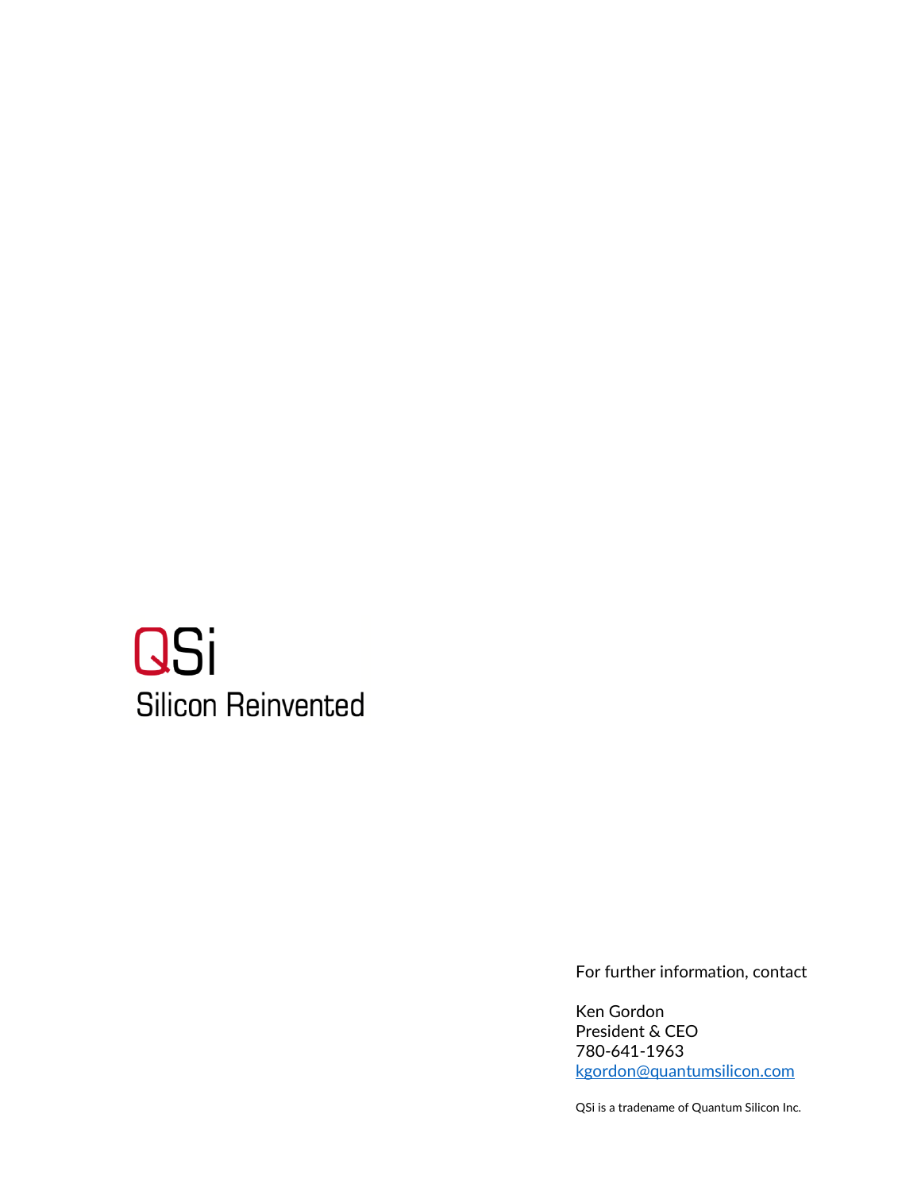# QSi

## Silicon Reinvented

For further information, contact

Ken Gordon
President & CEO
780-641-1963
kgordon@quantumsilicon.com

QSi is a tradename of Quantum Silicon Inc.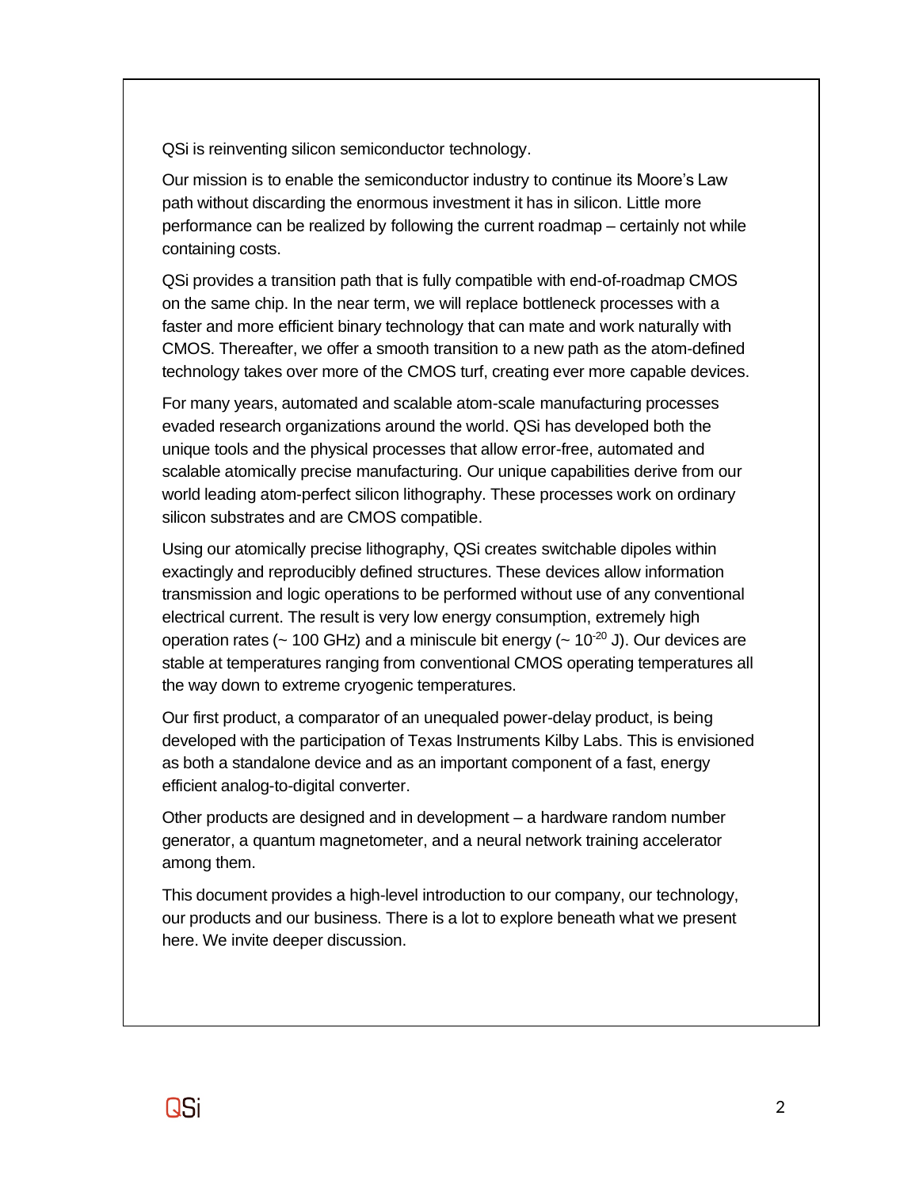QSi is reinventing silicon semiconductor technology.

Our mission is to enable the semiconductor industry to continue its Moore's Law path without discarding the enormous investment it has in silicon. Little more performance can be realized by following the current roadmap – certainly not while containing costs.

QSi provides a transition path that is fully compatible with end-of-roadmap CMOS on the same chip. In the near term, we will replace bottleneck processes with a faster and more efficient binary technology that can mate and work naturally with CMOS. Thereafter, we offer a smooth transition to a new path as the atom-defined technology takes over more of the CMOS turf, creating ever more capable devices.

For many years, automated and scalable atom-scale manufacturing processes evaded research organizations around the world. QSi has developed both the unique tools and the physical processes that allow error-free, automated and scalable atomically precise manufacturing. Our unique capabilities derive from our world leading atom-perfect silicon lithography. These processes work on ordinary silicon substrates and are CMOS compatible.

Using our atomically precise lithography, QSi creates switchable dipoles within exactingly and reproducibly defined structures. These devices allow information transmission and logic operations to be performed without use of any conventional electrical current. The result is very low energy consumption, extremely high operation rates (~ 100 GHz) and a miniscule bit energy (~ $10^{-20}$ J). Our devices are stable at temperatures ranging from conventional CMOS operating temperatures all the way down to extreme cryogenic temperatures.

Our first product, a comparator of an unequaled power-delay product, is being developed with the participation of Texas Instruments Kilby Labs. This is envisioned as both a standalone device and as an important component of a fast, energy efficient analog-to-digital converter.

Other products are designed and in development – a hardware random number generator, a quantum magnetometer, and a neural network training accelerator among them.

This document provides a high-level introduction to our company, our technology, our products and our business. There is a lot to explore beneath what we present here. We invite deeper discussion.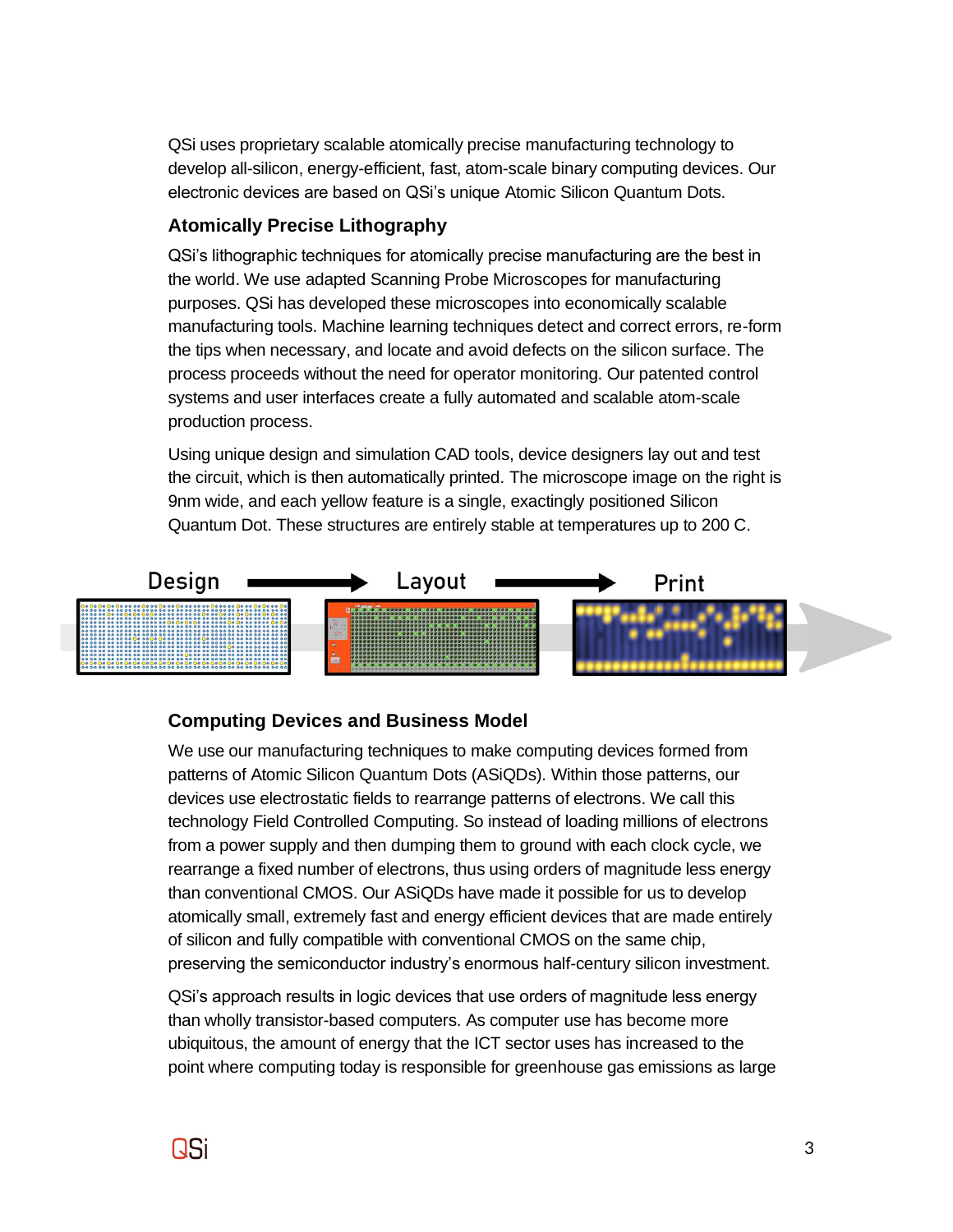QSi uses proprietary scalable atomically precise manufacturing technology to develop all-silicon, energy-efficient, fast, atom-scale binary computing devices. Our electronic devices are based on QSi's unique Atomic Silicon Quantum Dots.

### Atomically Precise Lithography

QSi's lithographic techniques for atomically precise manufacturing are the best in the world. We use adapted Scanning Probe Microscopes for manufacturing purposes. QSi has developed these microscopes into economically scalable manufacturing tools. Machine learning techniques detect and correct errors, re-form the tips when necessary, and locate and avoid defects on the silicon surface. The process proceeds without the need for operator monitoring. Our patented control systems and user interfaces create a fully automated and scalable atom-scale production process.

Using unique design and simulation CAD tools, device designers lay out and test the circuit, which is then automatically printed. The microscope image on the right is 9nm wide, and each yellow feature is a single, exactingly positioned Silicon Quantum Dot. These structures are entirely stable at temperatures up to 200 C.

Design → Layout → Print

### Computing Devices and Business Model

We use our manufacturing techniques to make computing devices formed from patterns of Atomic Silicon Quantum Dots (ASiQDs). Within those patterns, our devices use electrostatic fields to rearrange patterns of electrons. We call this technology Field Controlled Computing. So instead of loading millions of electrons from a power supply and then dumping them to ground with each clock cycle, we rearrange a fixed number of electrons, thus using orders of magnitude less energy than conventional CMOS. Our ASiQDs have made it possible for us to develop atomically small, extremely fast and energy efficient devices that are made entirely of silicon and fully compatible with conventional CMOS on the same chip, preserving the semiconductor industry's enormous half-century silicon investment.

QSi's approach results in logic devices that use orders of magnitude less energy than wholly transistor-based computers. As computer use has become more ubiquitous, the amount of energy that the ICT sector uses has increased to the point where computing today is responsible for greenhouse gas emissions as large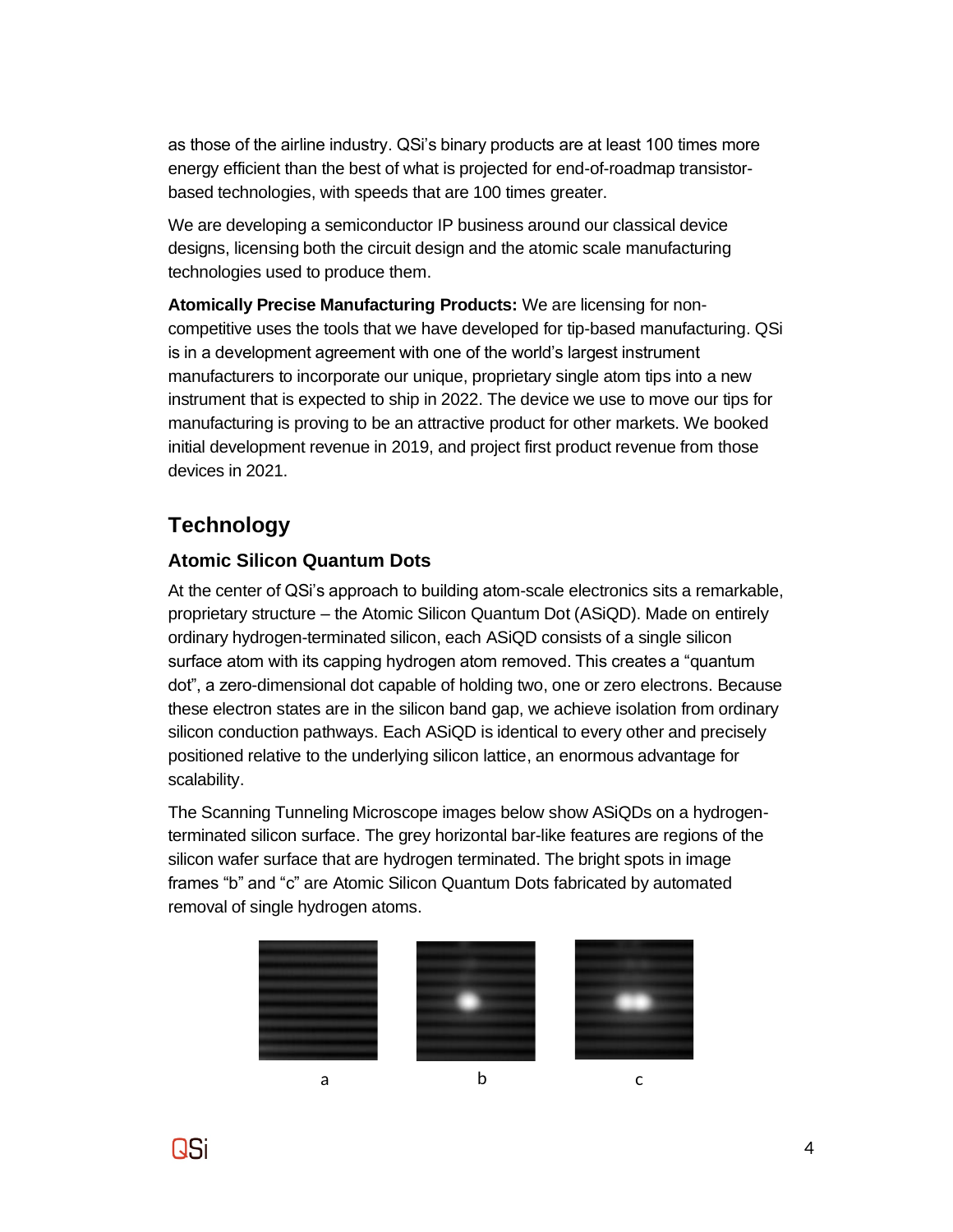as those of the airline industry. QSi's binary products are at least 100 times more energy efficient than the best of what is projected for end-of-roadmap transistor-based technologies, with speeds that are 100 times greater.

We are developing a semiconductor IP business around our classical device designs, licensing both the circuit design and the atomic scale manufacturing technologies used to produce them.

**Atomically Precise Manufacturing Products:** We are licensing for non-competitive uses the tools that we have developed for tip-based manufacturing. QSi is in a development agreement with one of the world's largest instrument manufacturers to incorporate our unique, proprietary single atom tips into a new instrument that is expected to ship in 2022. The device we use to move our tips for manufacturing is proving to be an attractive product for other markets. We booked initial development revenue in 2019, and project first product revenue from those devices in 2021.

## Technology

### Atomic Silicon Quantum Dots

At the center of QSi's approach to building atom-scale electronics sits a remarkable, proprietary structure – the Atomic Silicon Quantum Dot (ASiQD). Made on entirely ordinary hydrogen-terminated silicon, each ASiQD consists of a single silicon surface atom with its capping hydrogen atom removed. This creates a "quantum dot", a zero-dimensional dot capable of holding two, one or zero electrons. Because these electron states are in the silicon band gap, we achieve isolation from ordinary silicon conduction pathways. Each ASiQD is identical to every other and precisely positioned relative to the underlying silicon lattice, an enormous advantage for scalability.

The Scanning Tunneling Microscope images below show ASiQDs on a hydrogen-terminated silicon surface. The grey horizontal bar-like features are regions of the silicon wafer surface that are hydrogen terminated. The bright spots in image frames "b" and "c" are Atomic Silicon Quantum Dots fabricated by automated removal of single hydrogen atoms.

a b c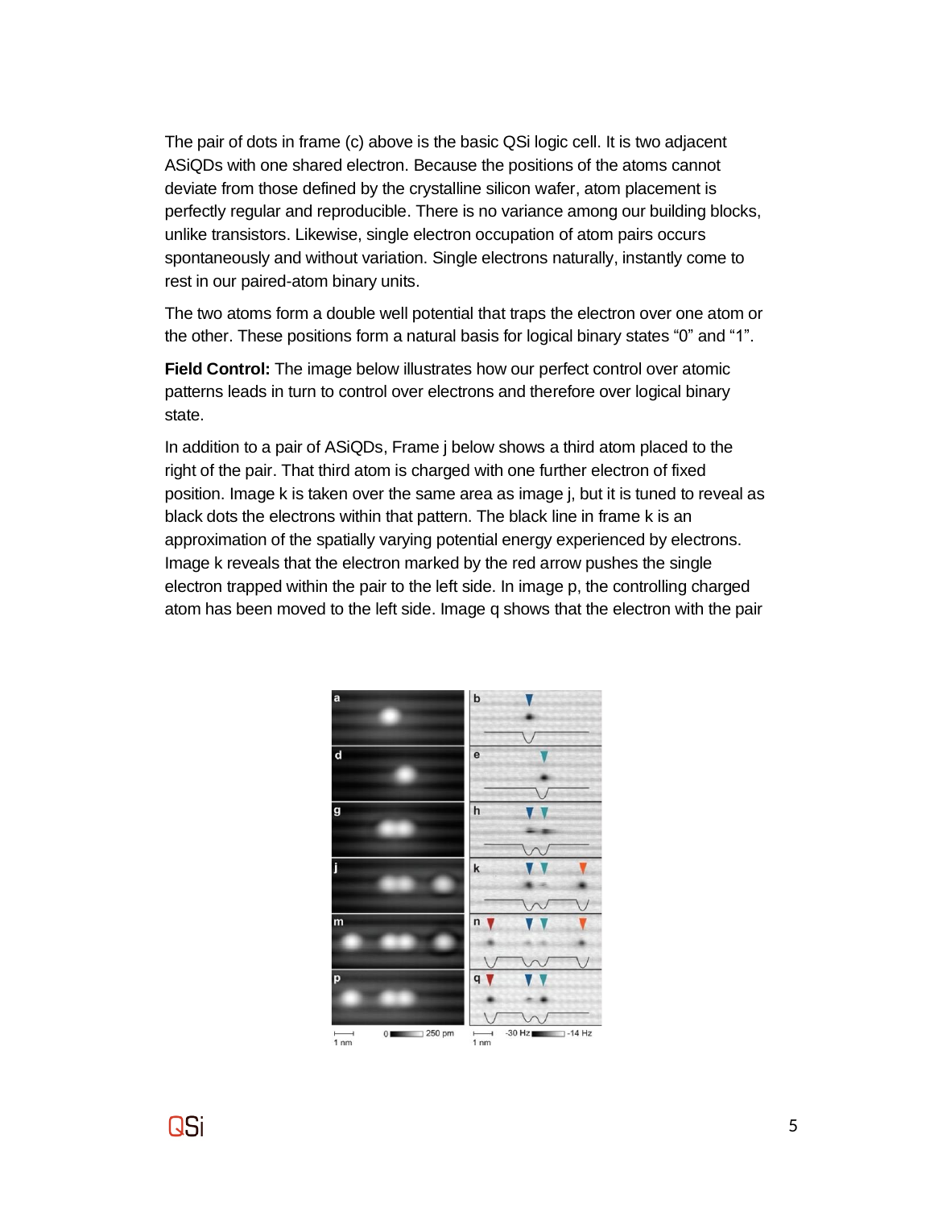The pair of dots in frame (c) above is the basic QSi logic cell. It is two adjacent ASiQDs with one shared electron. Because the positions of the atoms cannot deviate from those defined by the crystalline silicon wafer, atom placement is perfectly regular and reproducible. There is no variance among our building blocks, unlike transistors. Likewise, single electron occupation of atom pairs occurs spontaneously and without variation. Single electrons naturally, instantly come to rest in our paired-atom binary units.

The two atoms form a double well potential that traps the electron over one atom or the other. These positions form a natural basis for logical binary states "0" and "1".

**Field Control:** The image below illustrates how our perfect control over atomic patterns leads in turn to control over electrons and therefore over logical binary state.

In addition to a pair of ASiQDs, Frame j below shows a third atom placed to the right of the pair. That third atom is charged with one further electron of fixed position. Image k is taken over the same area as image j, but it is tuned to reveal as black dots the electrons within that pattern. The black line in frame k is an approximation of the spatially varying potential energy experienced by electrons. Image k reveals that the electron marked by the red arrow pushes the single electron trapped within the pair to the left side. In image p, the controlling charged atom has been moved to the left side. Image q shows that the electron with the pair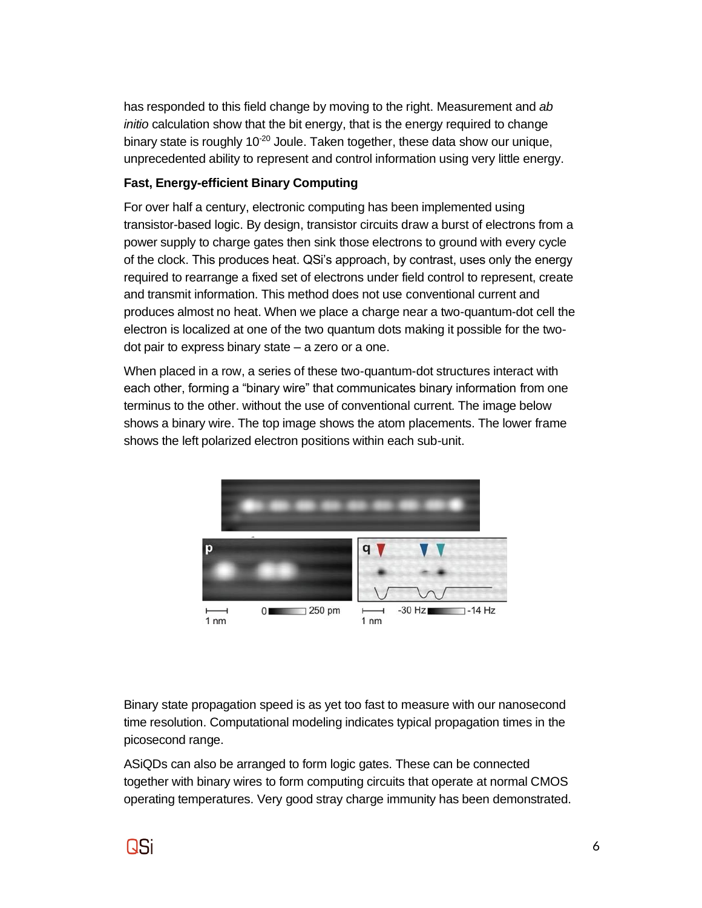has responded to this field change by moving to the right. Measurement and *ab initio* calculation show that the bit energy, that is the energy required to change binary state is roughly $10^{-20}$ Joule. Taken together, these data show our unique, unprecedented ability to represent and control information using very little energy.

**Fast, Energy-efficient Binary Computing**

For over half a century, electronic computing has been implemented using transistor-based logic. By design, transistor circuits draw a burst of electrons from a power supply to charge gates then sink those electrons to ground with every cycle of the clock. This produces heat. QSi's approach, by contrast, uses only the energy required to rearrange a fixed set of electrons under field control to represent, create and transmit information. This method does not use conventional current and produces almost no heat. When we place a charge near a two-quantum-dot cell the electron is localized at one of the two quantum dots making it possible for the two-dot pair to express binary state – a zero or a one.

When placed in a row, a series of these two-quantum-dot structures interact with each other, forming a "binary wire" that communicates binary information from one terminus to the other. without the use of conventional current. The image below shows a binary wire. The top image shows the atom placements. The lower frame shows the left polarized electron positions within each sub-unit.

p q

1 nm 0 250 pm 1 nm -30 Hz -14 Hz

Binary state propagation speed is as yet too fast to measure with our nanosecond time resolution. Computational modeling indicates typical propagation times in the picosecond range.

ASiQDs can also be arranged to form logic gates. These can be connected together with binary wires to form computing circuits that operate at normal CMOS operating temperatures. Very good stray charge immunity has been demonstrated.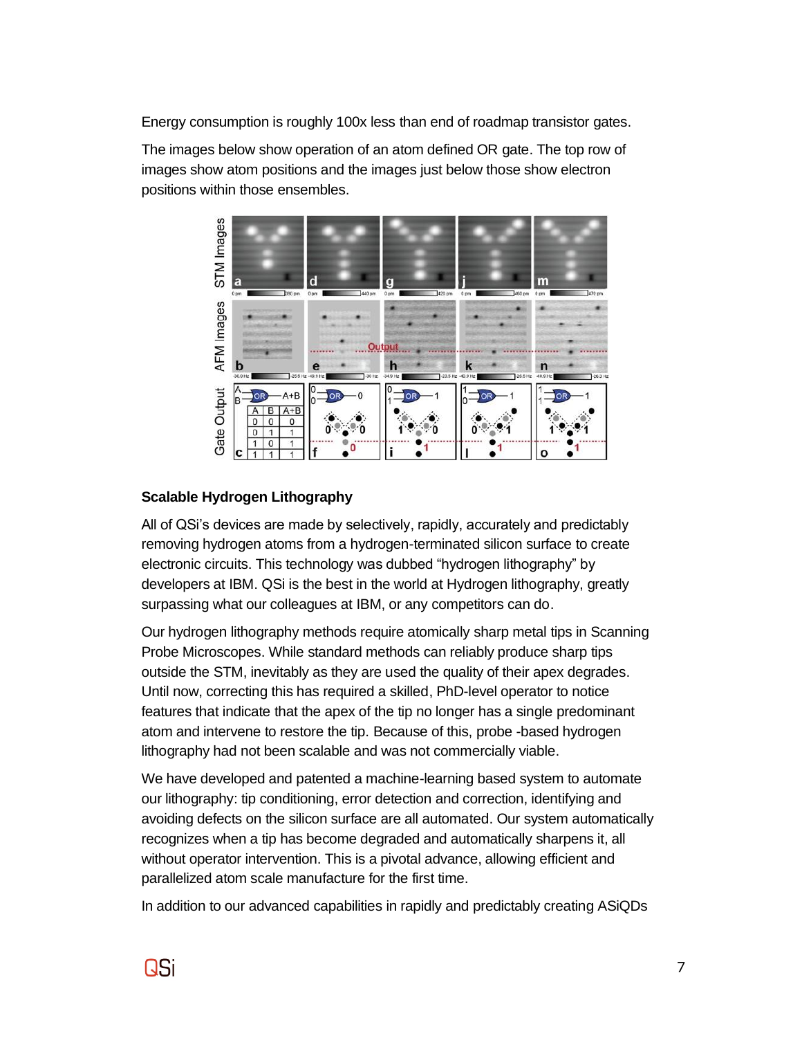Energy consumption is roughly 100x less than end of roadmap transistor gates.

The images below show operation of an atom defined OR gate. The top row of images show atom positions and the images just below those show electron positions within those ensembles.

## Scalable Hydrogen Lithography

All of QSi's devices are made by selectively, rapidly, accurately and predictably removing hydrogen atoms from a hydrogen-terminated silicon surface to create electronic circuits. This technology was dubbed "hydrogen lithography" by developers at IBM. QSi is the best in the world at Hydrogen lithography, greatly surpassing what our colleagues at IBM, or any competitors can do.

Our hydrogen lithography methods require atomically sharp metal tips in Scanning Probe Microscopes. While standard methods can reliably produce sharp tips outside the STM, inevitably as they are used the quality of their apex degrades. Until now, correcting this has required a skilled, PhD-level operator to notice features that indicate that the apex of the tip no longer has a single predominant atom and intervene to restore the tip. Because of this, probe -based hydrogen lithography had not been scalable and was not commercially viable.

We have developed and patented a machine-learning based system to automate our lithography: tip conditioning, error detection and correction, identifying and avoiding defects on the silicon surface are all automated. Our system automatically recognizes when a tip has become degraded and automatically sharpens it, all without operator intervention. This is a pivotal advance, allowing efficient and parallelized atom scale manufacture for the first time.

In addition to our advanced capabilities in rapidly and predictably creating ASiQDs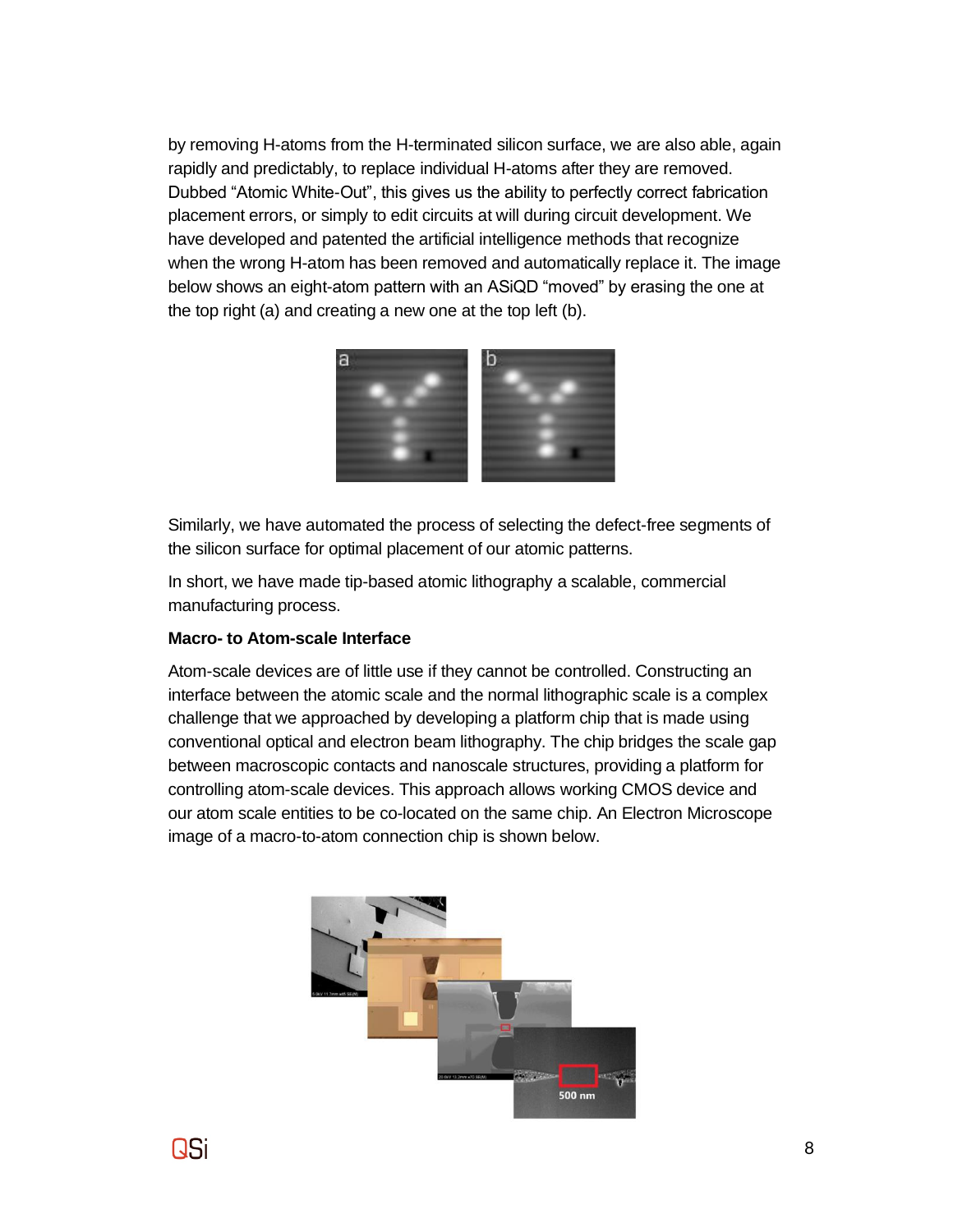by removing H-atoms from the H-terminated silicon surface, we are also able, again rapidly and predictably, to replace individual H-atoms after they are removed. Dubbed “Atomic White-Out”, this gives us the ability to perfectly correct fabrication placement errors, or simply to edit circuits at will during circuit development. We have developed and patented the artificial intelligence methods that recognize when the wrong H-atom has been removed and automatically replace it. The image below shows an eight-atom pattern with an ASiQD “moved” by erasing the one at the top right (a) and creating a new one at the top left (b).

Similarly, we have automated the process of selecting the defect-free segments of the silicon surface for optimal placement of our atomic patterns.

In short, we have made tip-based atomic lithography a scalable, commercial manufacturing process.

**Macro- to Atom-scale Interface**

Atom-scale devices are of little use if they cannot be controlled. Constructing an interface between the atomic scale and the normal lithographic scale is a complex challenge that we approached by developing a platform chip that is made using conventional optical and electron beam lithography. The chip bridges the scale gap between macroscopic contacts and nanoscale structures, providing a platform for controlling atom-scale devices. This approach allows working CMOS device and our atom scale entities to be co-located on the same chip. An Electron Microscope image of a macro-to-atom connection chip is shown below.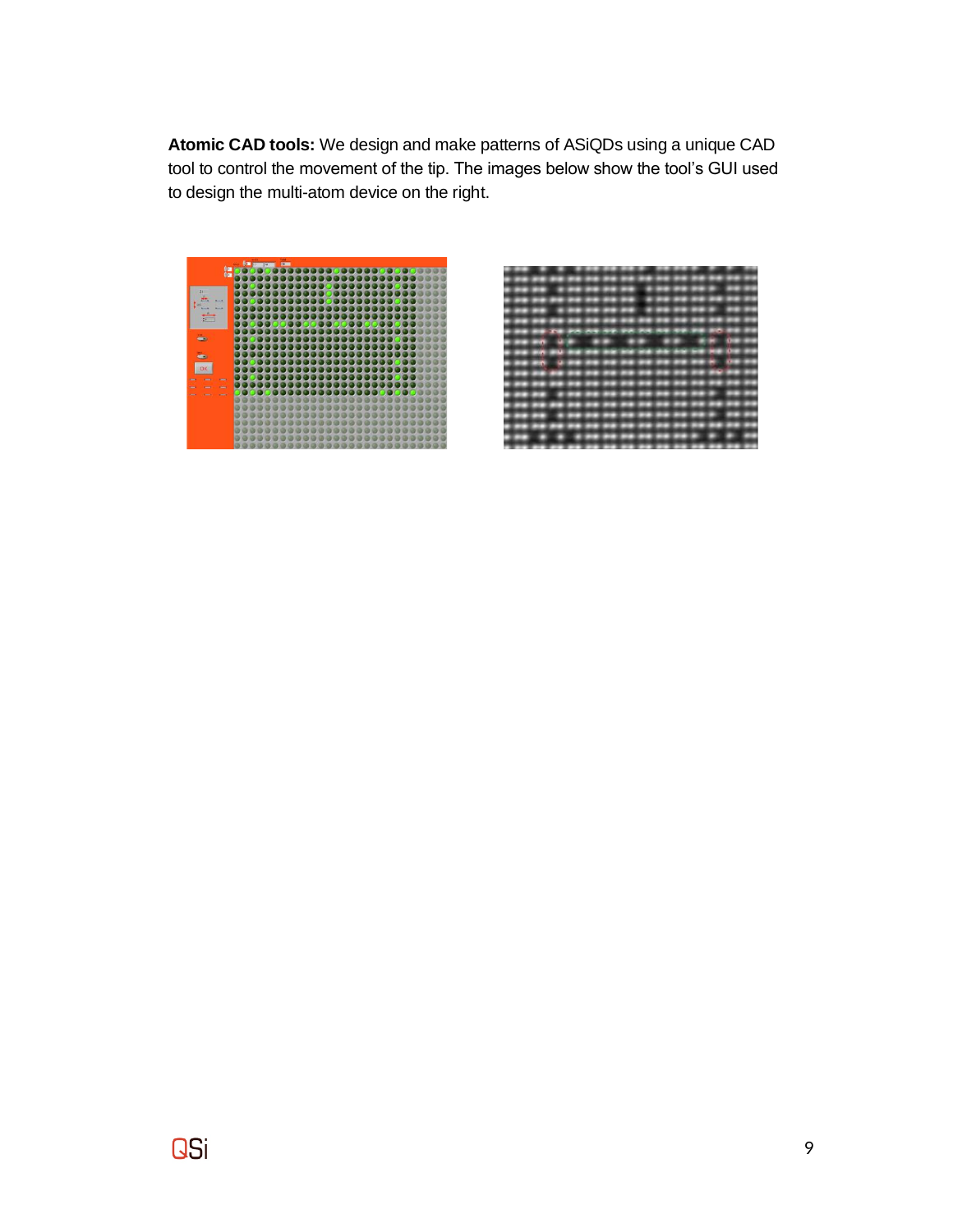**Atomic CAD tools:** We design and make patterns of ASiQDs using a unique CAD tool to control the movement of the tip. The images below show the tool's GUI used to design the multi-atom device on the right.